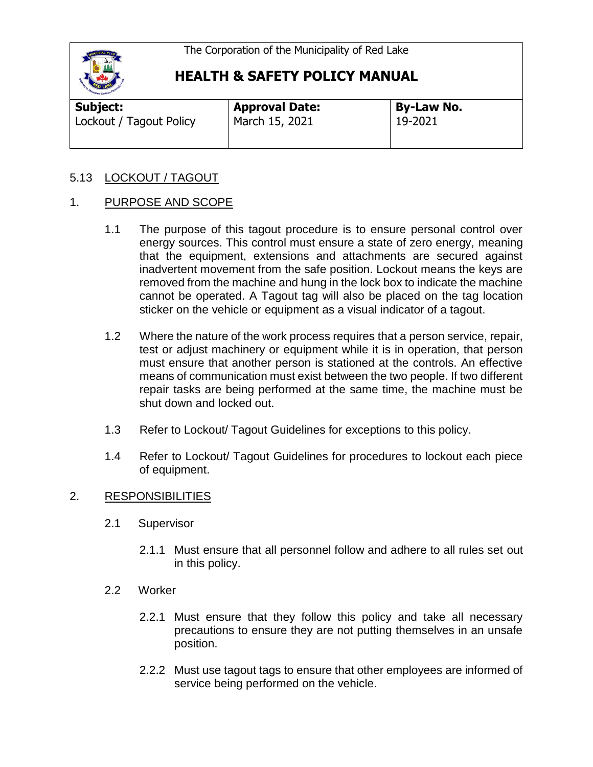The Corporation of the Municipality of Red Lake

# HEALTH & SAFETY POLICY MANUAL

| **Subject:** | **Approval Date:** | **By-Law No.** |
| --- | --- | --- |
| Lockout / Tagout Policy | March 15, 2021 | 19-2021 |

## 5.13 LOCKOUT / TAGOUT

## 1. PURPOSE AND SCOPE

1.1 The purpose of this tagout procedure is to ensure personal control over energy sources. This control must ensure a state of zero energy, meaning that the equipment, extensions and attachments are secured against inadvertent movement from the safe position. Lockout means the keys are removed from the machine and hung in the lock box to indicate the machine cannot be operated. A Tagout tag will also be placed on the tag location sticker on the vehicle or equipment as a visual indicator of a tagout.

1.2 Where the nature of the work process requires that a person service, repair, test or adjust machinery or equipment while it is in operation, that person must ensure that another person is stationed at the controls. An effective means of communication must exist between the two people. If two different repair tasks are being performed at the same time, the machine must be shut down and locked out.

1.3 Refer to Lockout/ Tagout Guidelines for exceptions to this policy.

1.4 Refer to Lockout/ Tagout Guidelines for procedures to lockout each piece of equipment.

## 2. RESPONSIBILITIES

2.1 Supervisor

2.1.1 Must ensure that all personnel follow and adhere to all rules set out in this policy.

2.2 Worker

2.2.1 Must ensure that they follow this policy and take all necessary precautions to ensure they are not putting themselves in an unsafe position.

2.2.2 Must use tagout tags to ensure that other employees are informed of service being performed on the vehicle.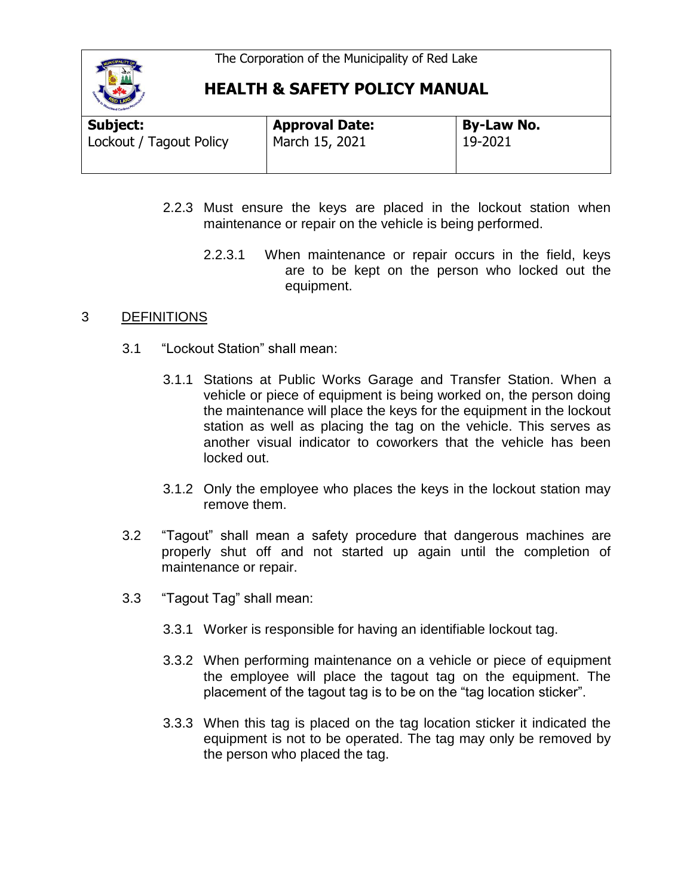2.2.3 Must ensure the keys are placed in the lockout station when maintenance or repair on the vehicle is being performed.

2.2.3.1 When maintenance or repair occurs in the field, keys are to be kept on the person who locked out the equipment.

## 3 DEFINITIONS

3.1 "Lockout Station" shall mean:

3.1.1 Stations at Public Works Garage and Transfer Station. When a vehicle or piece of equipment is being worked on, the person doing the maintenance will place the keys for the equipment in the lockout station as well as placing the tag on the vehicle. This serves as another visual indicator to coworkers that the vehicle has been locked out.

3.1.2 Only the employee who places the keys in the lockout station may remove them.

3.2 "Tagout" shall mean a safety procedure that dangerous machines are properly shut off and not started up again until the completion of maintenance or repair.

3.3 "Tagout Tag" shall mean:

3.3.1 Worker is responsible for having an identifiable lockout tag.

3.3.2 When performing maintenance on a vehicle or piece of equipment the employee will place the tagout tag on the equipment. The placement of the tagout tag is to be on the "tag location sticker".

3.3.3 When this tag is placed on the tag location sticker it indicated the equipment is not to be operated. The tag may only be removed by the person who placed the tag.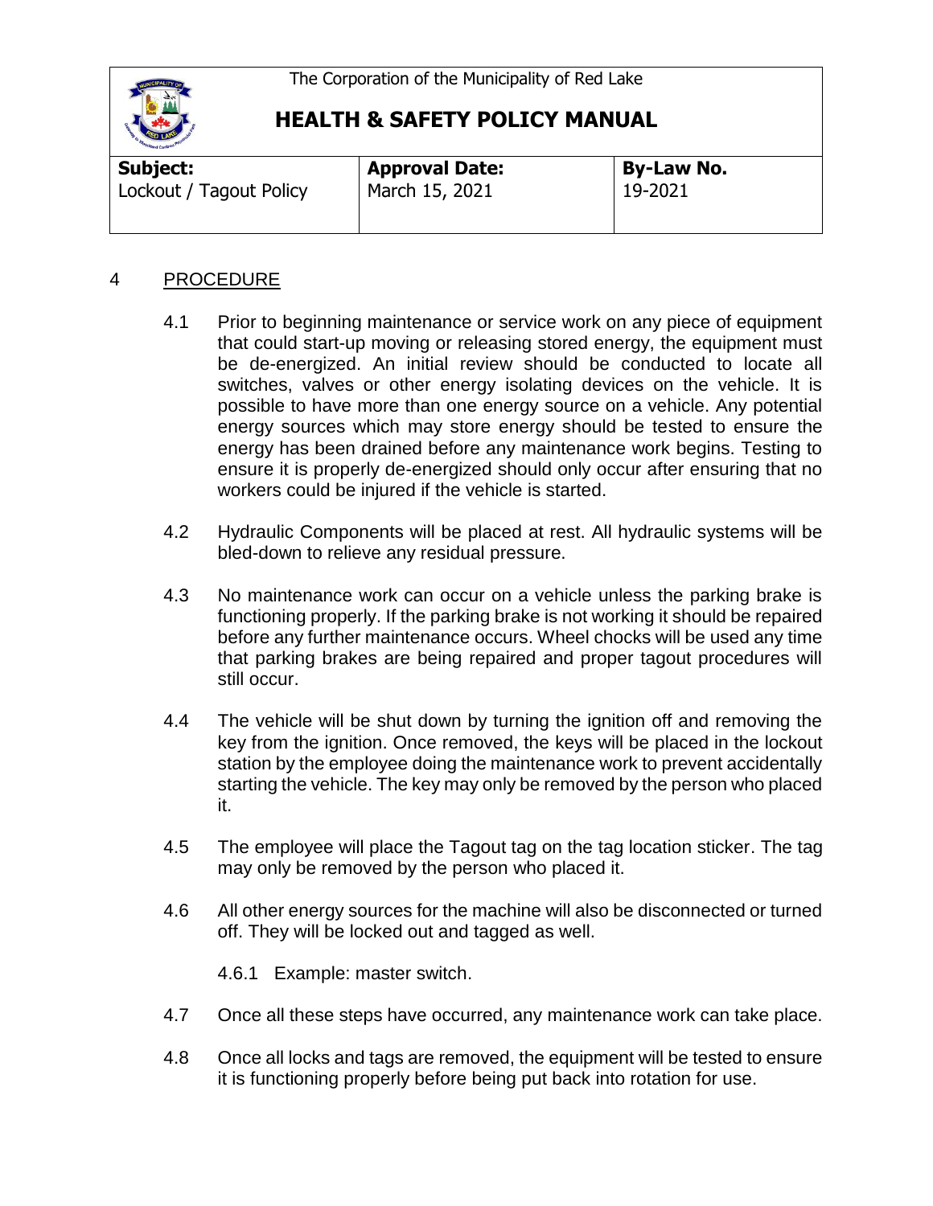## 4 PROCEDURE

4.1 Prior to beginning maintenance or service work on any piece of equipment that could start-up moving or releasing stored energy, the equipment must be de-energized. An initial review should be conducted to locate all switches, valves or other energy isolating devices on the vehicle. It is possible to have more than one energy source on a vehicle. Any potential energy sources which may store energy should be tested to ensure the energy has been drained before any maintenance work begins. Testing to ensure it is properly de-energized should only occur after ensuring that no workers could be injured if the vehicle is started.

4.2 Hydraulic Components will be placed at rest. All hydraulic systems will be bled-down to relieve any residual pressure.

4.3 No maintenance work can occur on a vehicle unless the parking brake is functioning properly. If the parking brake is not working it should be repaired before any further maintenance occurs. Wheel chocks will be used any time that parking brakes are being repaired and proper tagout procedures will still occur.

4.4 The vehicle will be shut down by turning the ignition off and removing the key from the ignition. Once removed, the keys will be placed in the lockout station by the employee doing the maintenance work to prevent accidentally starting the vehicle. The key may only be removed by the person who placed it.

4.5 The employee will place the Tagout tag on the tag location sticker. The tag may only be removed by the person who placed it.

4.6 All other energy sources for the machine will also be disconnected or turned off. They will be locked out and tagged as well.

4.6.1 Example: master switch.

4.7 Once all these steps have occurred, any maintenance work can take place.

4.8 Once all locks and tags are removed, the equipment will be tested to ensure it is functioning properly before being put back into rotation for use.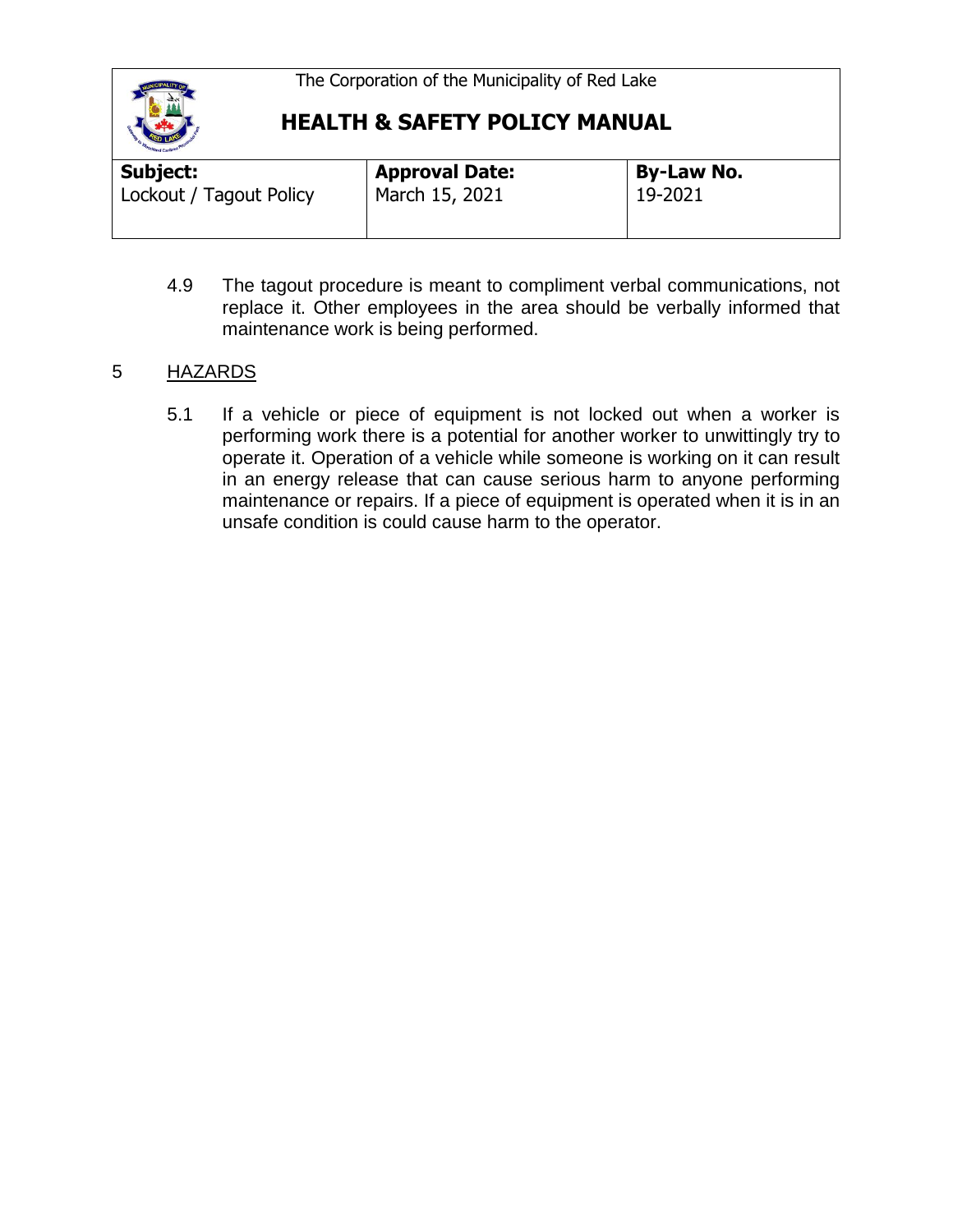4.9 The tagout procedure is meant to compliment verbal communications, not replace it. Other employees in the area should be verbally informed that maintenance work is being performed.

## 5 HAZARDS

5.1 If a vehicle or piece of equipment is not locked out when a worker is performing work there is a potential for another worker to unwittingly try to operate it. Operation of a vehicle while someone is working on it can result in an energy release that can cause serious harm to anyone performing maintenance or repairs. If a piece of equipment is operated when it is in an unsafe condition is could cause harm to the operator.